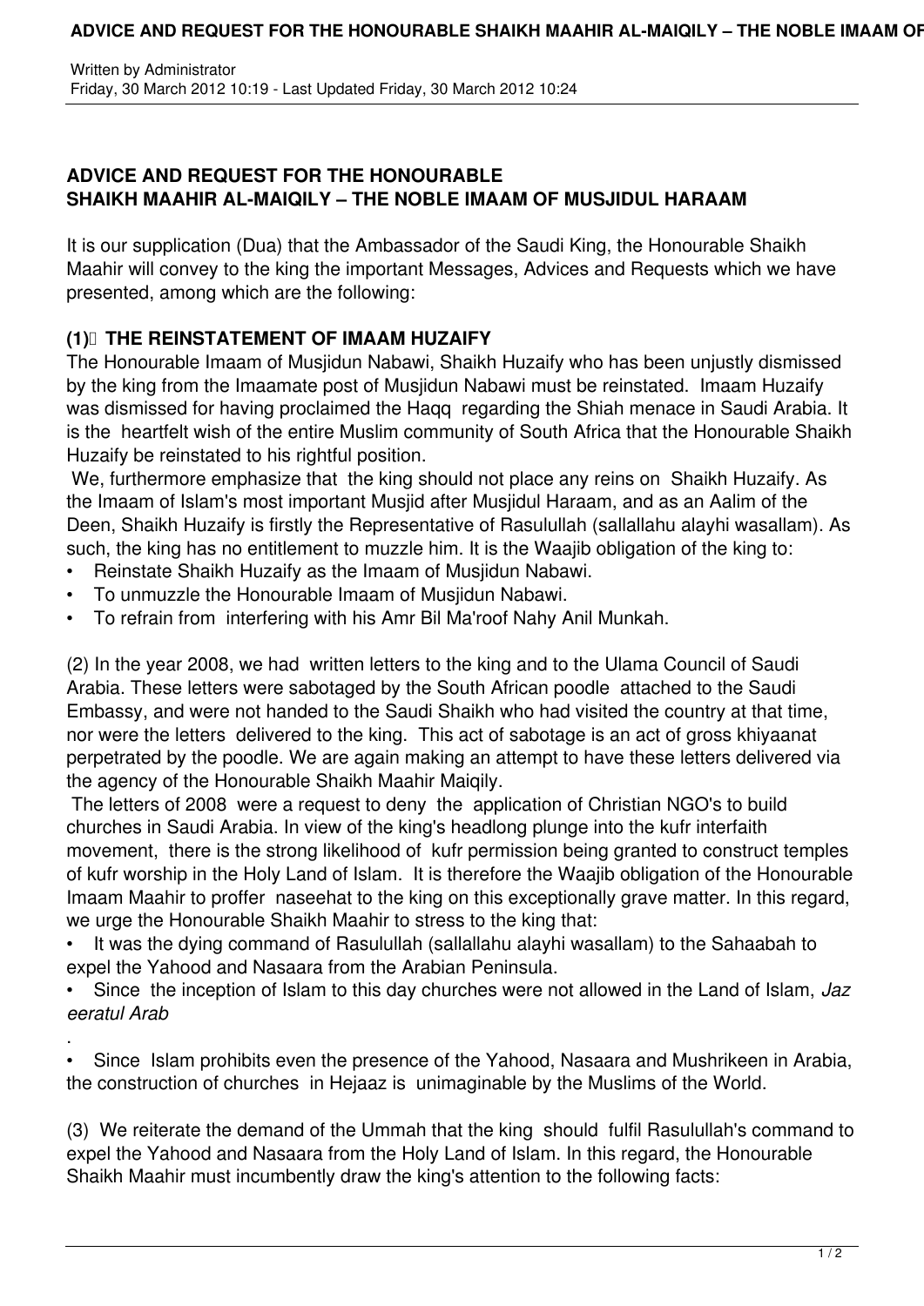Written by Administrator
Friday, 30 March 2012 10:19 - Last Updated Friday, 30 March 2012 10:24

## ADVICE AND REQUEST FOR THE HONOURABLE SHAIKH MAAHIR AL-MAIQILY – THE NOBLE IMAAM OF MUSJIDUL HARAAM

It is our supplication (Dua) that the Ambassador of the Saudi King, the Honourable Shaikh Maahir will convey to the king the important Messages, Advices and Requests which we have presented, among which are the following:

### (1) THE REINSTATEMENT OF IMAAM HUZAIFY

The Honourable Imaam of Musjidun Nabawi, Shaikh Huzaify who has been unjustly dismissed by the king from the Imaamate post of Musjidun Nabawi must be reinstated. Imaam Huzaify was dismissed for having proclaimed the Haqq regarding the Shiah menace in Saudi Arabia. It is the heartfelt wish of the entire Muslim community of South Africa that the Honourable Shaikh Huzaify be reinstated to his rightful position.

We, furthermore emphasize that the king should not place any reins on Shaikh Huzaify. As the Imaam of Islam's most important Musjid after Musjidul Haraam, and as an Aalim of the Deen, Shaikh Huzaify is firstly the Representative of Rasulullah (sallallahu alayhi wasallam). As such, the king has no entitlement to muzzle him. It is the Waajib obligation of the king to:

- Reinstate Shaikh Huzaify as the Imaam of Musjidun Nabawi.
- To unmuzzle the Honourable Imaam of Musjidun Nabawi.
- To refrain from interfering with his Amr Bil Ma'roof Nahy Anil Munkah.

(2) In the year 2008, we had written letters to the king and to the Ulama Council of Saudi Arabia. These letters were sabotaged by the South African poodle attached to the Saudi Embassy, and were not handed to the Saudi Shaikh who had visited the country at that time, nor were the letters delivered to the king. This act of sabotage is an act of gross khiyaanat perpetrated by the poodle. We are again making an attempt to have these letters delivered via the agency of the Honourable Shaikh Maahir Maiqily.

The letters of 2008 were a request to deny the application of Christian NGO's to build churches in Saudi Arabia. In view of the king's headlong plunge into the kufr interfaith movement, there is the strong likelihood of kufr permission being granted to construct temples of kufr worship in the Holy Land of Islam. It is therefore the Waajib obligation of the Honourable Imaam Maahir to proffer naseehat to the king on this exceptionally grave matter. In this regard, we urge the Honourable Shaikh Maahir to stress to the king that:

- It was the dying command of Rasulullah (sallallahu alayhi wasallam) to the Sahaabah to expel the Yahood and Nasaara from the Arabian Peninsula.
- Since the inception of Islam to this day churches were not allowed in the Land of Islam, *Jazeeratul Arab*.
- Since Islam prohibits even the presence of the Yahood, Nasaara and Mushrikeen in Arabia, the construction of churches in Hejaaz is unimaginable by the Muslims of the World.

(3) We reiterate the demand of the Ummah that the king should fulfil Rasulullah's command to expel the Yahood and Nasaara from the Holy Land of Islam. In this regard, the Honourable Shaikh Maahir must incumbently draw the king's attention to the following facts: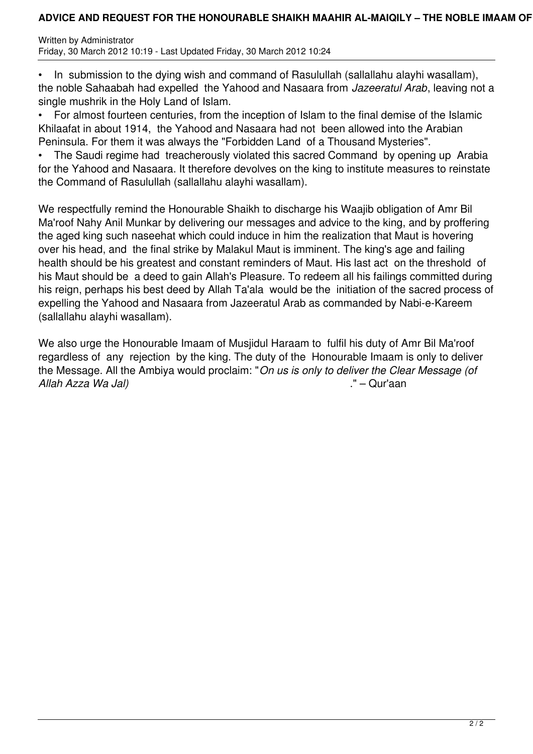- In submission to the dying wish and command of Rasulullah (sallallahu alayhi wasallam), the noble Sahaabah had expelled the Yahood and Nasaara from *Jazeeratul Arab*, leaving not a single mushrik in the Holy Land of Islam.
- For almost fourteen centuries, from the inception of Islam to the final demise of the Islamic Khilaafat in about 1914, the Yahood and Nasaara had not been allowed into the Arabian Peninsula. For them it was always the "Forbidden Land of a Thousand Mysteries".
- The Saudi regime had treacherously violated this sacred Command by opening up Arabia for the Yahood and Nasaara. It therefore devolves on the king to institute measures to reinstate the Command of Rasulullah (sallallahu alayhi wasallam).

We respectfully remind the Honourable Shaikh to discharge his Waajib obligation of Amr Bil Ma'roof Nahy Anil Munkar by delivering our messages and advice to the king, and by proffering the aged king such naseehat which could induce in him the realization that Maut is hovering over his head, and the final strike by Malakul Maut is imminent. The king's age and failing health should be his greatest and constant reminders of Maut. His last act on the threshold of his Maut should be a deed to gain Allah's Pleasure. To redeem all his failings committed during his reign, perhaps his best deed by Allah Ta'ala would be the initiation of the sacred process of expelling the Yahood and Nasaara from Jazeeratul Arab as commanded by Nabi-e-Kareem (sallallahu alayhi wasallam).

We also urge the Honourable Imaam of Musjidul Haraam to fulfil his duty of Amr Bil Ma'roof regardless of any rejection by the king. The duty of the Honourable Imaam is only to deliver the Message. All the Ambiya would proclaim: "*On us is only to deliver the Clear Message (of Allah Azza Wa Jal)*." – Qur'aan